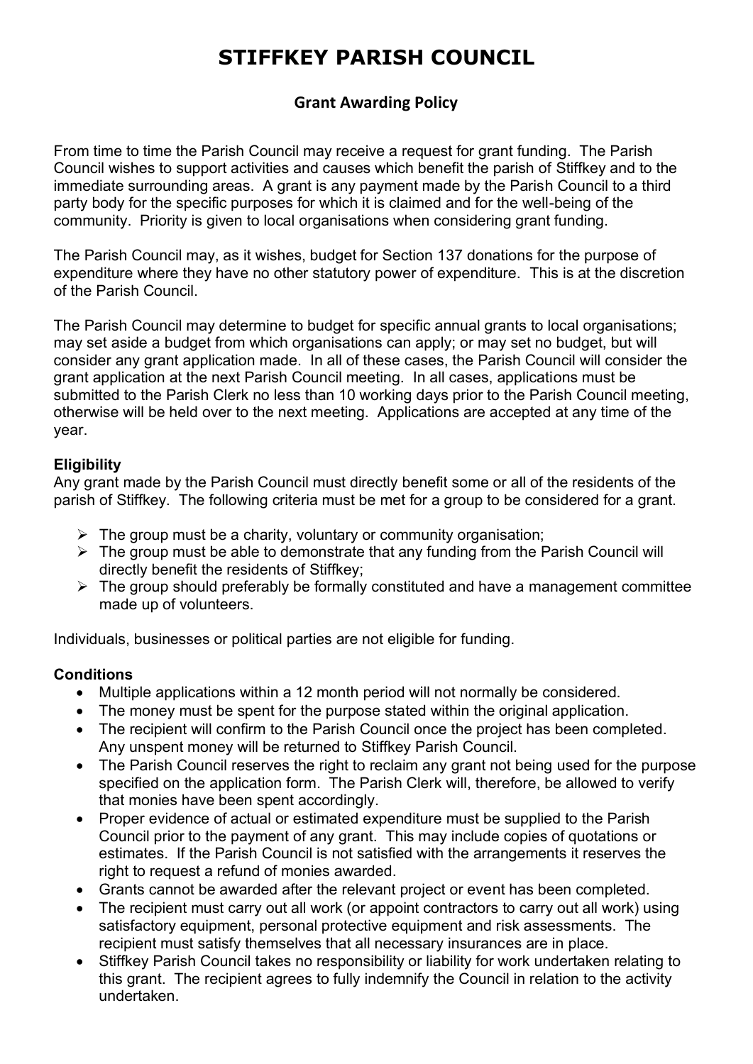# STIFFKEY PARISH COUNCIL

## Grant Awarding Policy

From time to time the Parish Council may receive a request for grant funding. The Parish Council wishes to support activities and causes which benefit the parish of Stiffkey and to the immediate surrounding areas. A grant is any payment made by the Parish Council to a third party body for the specific purposes for which it is claimed and for the well-being of the community. Priority is given to local organisations when considering grant funding.

The Parish Council may, as it wishes, budget for Section 137 donations for the purpose of expenditure where they have no other statutory power of expenditure. This is at the discretion of the Parish Council.

The Parish Council may determine to budget for specific annual grants to local organisations; may set aside a budget from which organisations can apply; or may set no budget, but will consider any grant application made. In all of these cases, the Parish Council will consider the grant application at the next Parish Council meeting. In all cases, applications must be submitted to the Parish Clerk no less than 10 working days prior to the Parish Council meeting, otherwise will be held over to the next meeting. Applications are accepted at any time of the year.

**Eligibility**

Any grant made by the Parish Council must directly benefit some or all of the residents of the parish of Stiffkey. The following criteria must be met for a group to be considered for a grant.

- The group must be a charity, voluntary or community organisation;
- The group must be able to demonstrate that any funding from the Parish Council will directly benefit the residents of Stiffkey;
- The group should preferably be formally constituted and have a management committee made up of volunteers.

Individuals, businesses or political parties are not eligible for funding.

**Conditions**

- Multiple applications within a 12 month period will not normally be considered.
- The money must be spent for the purpose stated within the original application.
- The recipient will confirm to the Parish Council once the project has been completed. Any unspent money will be returned to Stiffkey Parish Council.
- The Parish Council reserves the right to reclaim any grant not being used for the purpose specified on the application form. The Parish Clerk will, therefore, be allowed to verify that monies have been spent accordingly.
- Proper evidence of actual or estimated expenditure must be supplied to the Parish Council prior to the payment of any grant. This may include copies of quotations or estimates. If the Parish Council is not satisfied with the arrangements it reserves the right to request a refund of monies awarded.
- Grants cannot be awarded after the relevant project or event has been completed.
- The recipient must carry out all work (or appoint contractors to carry out all work) using satisfactory equipment, personal protective equipment and risk assessments. The recipient must satisfy themselves that all necessary insurances are in place.
- Stiffkey Parish Council takes no responsibility or liability for work undertaken relating to this grant. The recipient agrees to fully indemnify the Council in relation to the activity undertaken.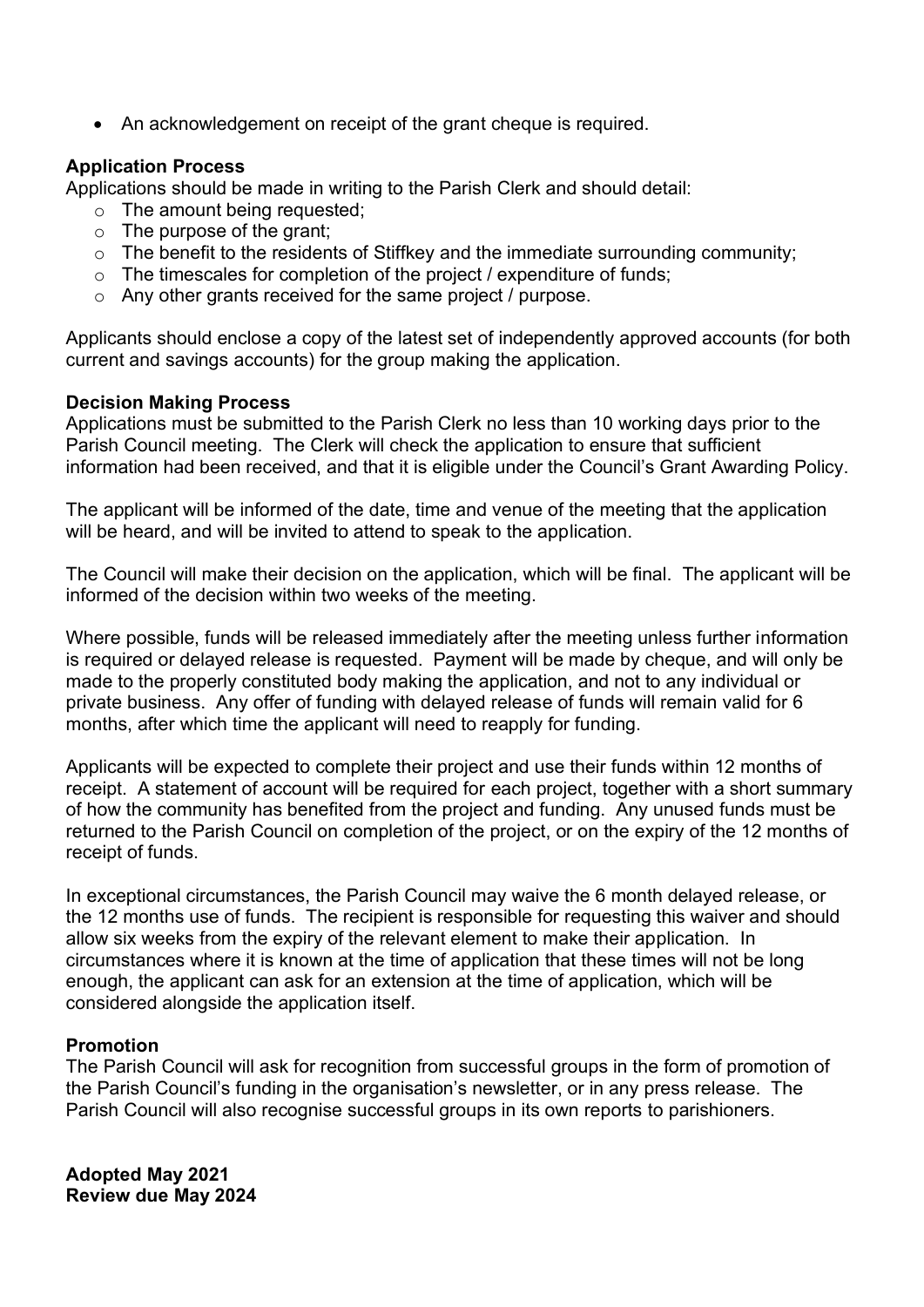- An acknowledgement on receipt of the grant cheque is required.

**Application Process**

Applications should be made in writing to the Parish Clerk and should detail:

- The amount being requested;
- The purpose of the grant;
- The benefit to the residents of Stiffkey and the immediate surrounding community;
- The timescales for completion of the project / expenditure of funds;
- Any other grants received for the same project / purpose.

Applicants should enclose a copy of the latest set of independently approved accounts (for both current and savings accounts) for the group making the application.

**Decision Making Process**

Applications must be submitted to the Parish Clerk no less than 10 working days prior to the Parish Council meeting. The Clerk will check the application to ensure that sufficient information had been received, and that it is eligible under the Council's Grant Awarding Policy.

The applicant will be informed of the date, time and venue of the meeting that the application will be heard, and will be invited to attend to speak to the application.

The Council will make their decision on the application, which will be final. The applicant will be informed of the decision within two weeks of the meeting.

Where possible, funds will be released immediately after the meeting unless further information is required or delayed release is requested. Payment will be made by cheque, and will only be made to the properly constituted body making the application, and not to any individual or private business. Any offer of funding with delayed release of funds will remain valid for 6 months, after which time the applicant will need to reapply for funding.

Applicants will be expected to complete their project and use their funds within 12 months of receipt. A statement of account will be required for each project, together with a short summary of how the community has benefited from the project and funding. Any unused funds must be returned to the Parish Council on completion of the project, or on the expiry of the 12 months of receipt of funds.

In exceptional circumstances, the Parish Council may waive the 6 month delayed release, or the 12 months use of funds. The recipient is responsible for requesting this waiver and should allow six weeks from the expiry of the relevant element to make their application. In circumstances where it is known at the time of application that these times will not be long enough, the applicant can ask for an extension at the time of application, which will be considered alongside the application itself.

**Promotion**

The Parish Council will ask for recognition from successful groups in the form of promotion of the Parish Council's funding in the organisation's newsletter, or in any press release. The Parish Council will also recognise successful groups in its own reports to parishioners.

**Adopted May 2021**
**Review due May 2024**